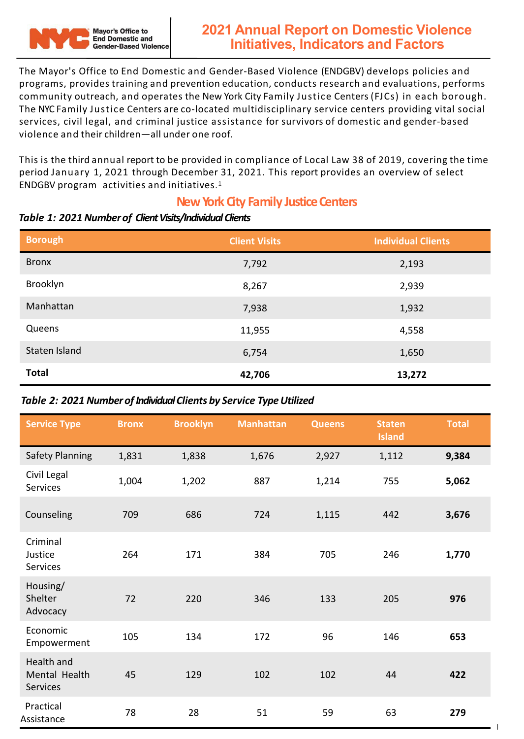Mayor's Office to End Domestic and Gender-Based Violence

# 2021 Annual Report on Domestic Violence Initiatives, Indicators and Factors

The Mayor's Office to End Domestic and Gender-Based Violence (ENDGBV) develops policies and programs, provides training and prevention education, conducts research and evaluations, performs community outreach, and operates the New York City Family Justice Centers (FJCs) in each borough. The NYC Family Justice Centers are co-located multidisciplinary service centers providing vital social services, civil legal, and criminal justice assistance for survivors of domestic and gender-based violence and their children—all under one roof.

This is the third annual report to be provided in compliance of Local Law 38 of 2019, covering the time period January 1, 2021 through December 31, 2021. This report provides an overview of select ENDGBV program activities and initiatives.[1]

## New York City Family Justice Centers

***Table 1: 2021 Number of Client Visits/Individual Clients***

| Borough | Client Visits | Individual Clients |
|---|---|---|
| Bronx | 7,792 | 2,193 |
| Brooklyn | 8,267 | 2,939 |
| Manhattan | 7,938 | 1,932 |
| Queens | 11,955 | 4,558 |
| Staten Island | 6,754 | 1,650 |
| **Total** | **42,706** | **13,272** |

***Table 2: 2021 Number of Individual Clients by Service Type Utilized***

| Service Type | Bronx | Brooklyn | Manhattan | Queens | Staten Island | Total |
|---|---|---|---|---|---|---|
| Safety Planning | 1,831 | 1,838 | 1,676 | 2,927 | 1,112 | **9,384** |
| Civil Legal Services | 1,004 | 1,202 | 887 | 1,214 | 755 | **5,062** |
| Counseling | 709 | 686 | 724 | 1,115 | 442 | **3,676** |
| Criminal Justice Services | 264 | 171 | 384 | 705 | 246 | **1,770** |
| Housing/ Shelter Advocacy | 72 | 220 | 346 | 133 | 205 | **976** |
| Economic Empowerment | 105 | 134 | 172 | 96 | 146 | **653** |
| Health and Mental Health Services | 45 | 129 | 102 | 102 | 44 | **422** |
| Practical Assistance | 78 | 28 | 51 | 59 | 63 | **279** |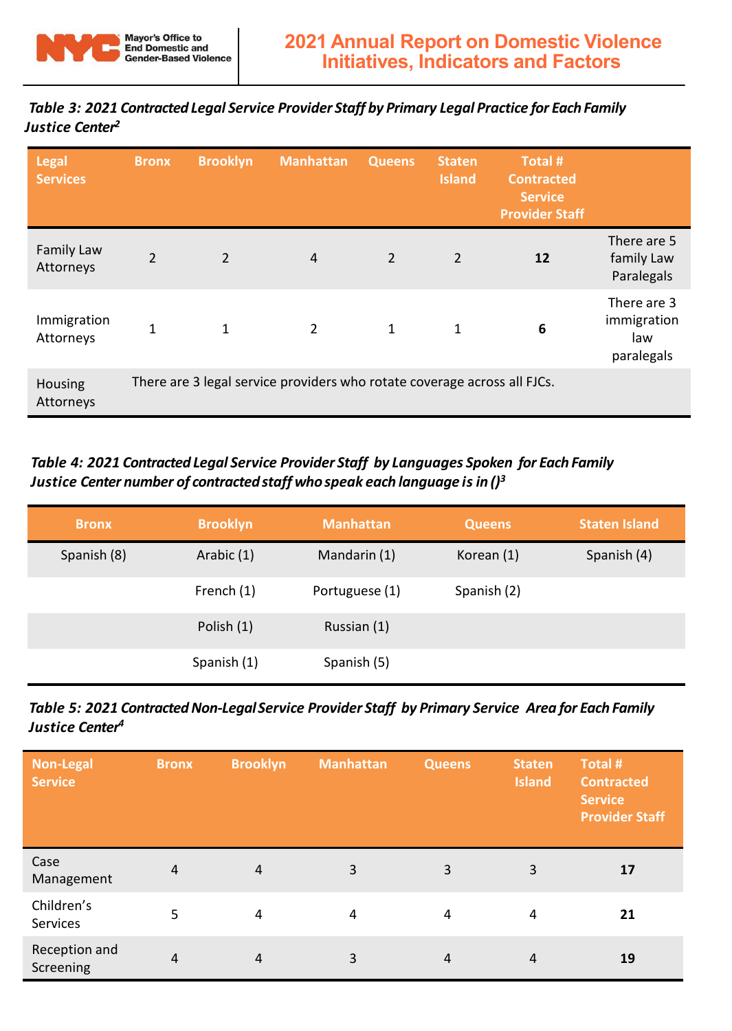***Table 3: 2021 Contracted Legal Service Provider Staff by Primary Legal Practice for Each Family Justice Center[2]***

| Legal Services | Bronx | Brooklyn | Manhattan | Queens | Staten Island | Total # Contracted Service Provider Staff | |
|---|---|---|---|---|---|---|---|
| Family Law Attorneys | 2 | 2 | 4 | 2 | 2 | **12** | There are 5 family Law Paralegals |
| Immigration Attorneys | 1 | 1 | 2 | 1 | 1 | **6** | There are 3 immigration law paralegals |
| Housing Attorneys | There are 3 legal service providers who rotate coverage across all FJCs. | | | | | | |

***Table 4: 2021 Contracted Legal Service Provider Staff by Languages Spoken for Each Family Justice Center number of contracted staff who speak each language is in ()[3]***

| Bronx | Brooklyn | Manhattan | Queens | Staten Island |
|---|---|---|---|---|
| Spanish (8) | Arabic (1) | Mandarin (1) | Korean (1) | Spanish (4) |
| | French (1) | Portuguese (1) | Spanish (2) | |
| | Polish (1) | Russian (1) | | |
| | Spanish (1) | Spanish (5) | | |

***Table 5: 2021 Contracted Non-Legal Service Provider Staff by Primary Service Area for Each Family Justice Center[4]***

| Non-Legal Service | Bronx | Brooklyn | Manhattan | Queens | Staten Island | Total # Contracted Service Provider Staff |
|---|---|---|---|---|---|---|
| Case Management | 4 | 4 | 3 | 3 | 3 | **17** |
| Children's Services | 5 | 4 | 4 | 4 | 4 | **21** |
| Reception and Screening | 4 | 4 | 3 | 4 | 4 | **19** |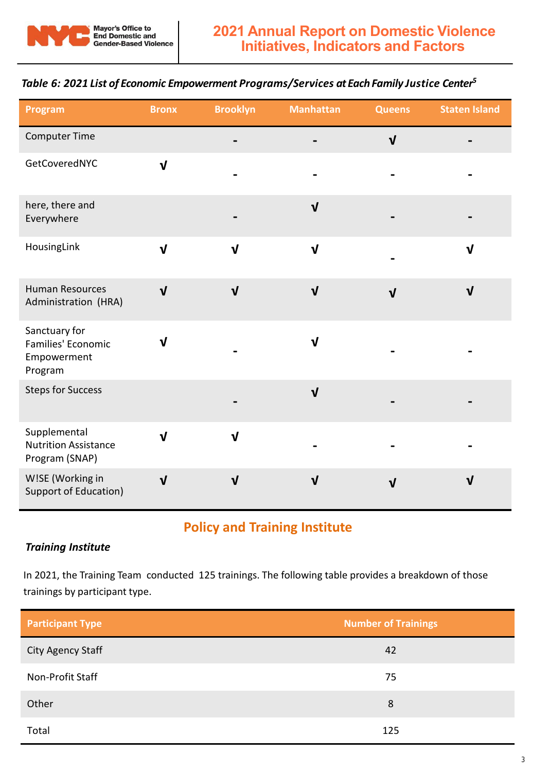*Table 6: 2021 List of Economic Empowerment Programs/Services at Each Family Justice Center*[5]

| Program | Bronx | Brooklyn | Manhattan | Queens | Staten Island |
|---|---|---|---|---|---|
| Computer Time | | - | - | √ | - |
| GetCoveredNYC | √ | - | - | - | - |
| here, there and Everywhere | | - | √ | - | - |
| HousingLink | √ | √ | √ | - | √ |
| Human Resources Administration (HRA) | √ | √ | √ | √ | √ |
| Sanctuary for Families' Economic Empowerment Program | √ | - | √ | - | - |
| Steps for Success | | - | √ | - | - |
| Supplemental Nutrition Assistance Program (SNAP) | √ | √ | - | - | - |
| W!SE (Working in Support of Education) | √ | √ | √ | √ | √ |

## Policy and Training Institute

### *Training Institute*

In 2021, the Training Team conducted 125 trainings. The following table provides a breakdown of those trainings by participant type.

| Participant Type | Number of Trainings |
|---|---|
| City Agency Staff | 42 |
| Non-Profit Staff | 75 |
| Other | 8 |
| Total | 125 |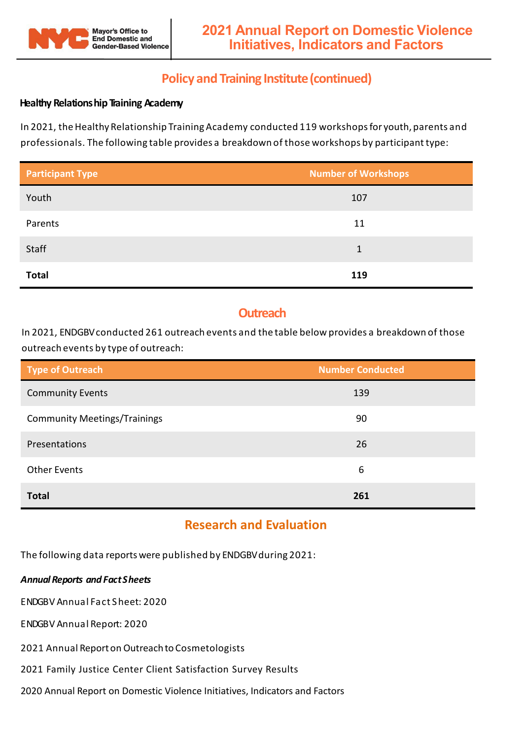## Policy and Training Institute (continued)

**Healthy Relationship Training Academy**

In 2021, the Healthy Relationship Training Academy conducted 119 workshops for youth, parents and professionals. The following table provides a breakdown of those workshops by participant type:

| Participant Type | Number of Workshops |
| --- | --- |
| Youth | 107 |
| Parents | 11 |
| Staff | 1 |
| **Total** | **119** |

## Outreach

In 2021, ENDGBV conducted 261 outreach events and the table below provides a breakdown of those outreach events by type of outreach:

| Type of Outreach | Number Conducted |
| --- | --- |
| Community Events | 139 |
| Community Meetings/Trainings | 90 |
| Presentations | 26 |
| Other Events | 6 |
| **Total** | **261** |

## Research and Evaluation

The following data reports were published by ENDGBV during 2021:

***Annual Reports and Fact Sheets***

ENDGBV Annual Fact Sheet: 2020

ENDGBV Annual Report: 2020

2021 Annual Report on Outreach to Cosmetologists

2021 Family Justice Center Client Satisfaction Survey Results

2020 Annual Report on Domestic Violence Initiatives, Indicators and Factors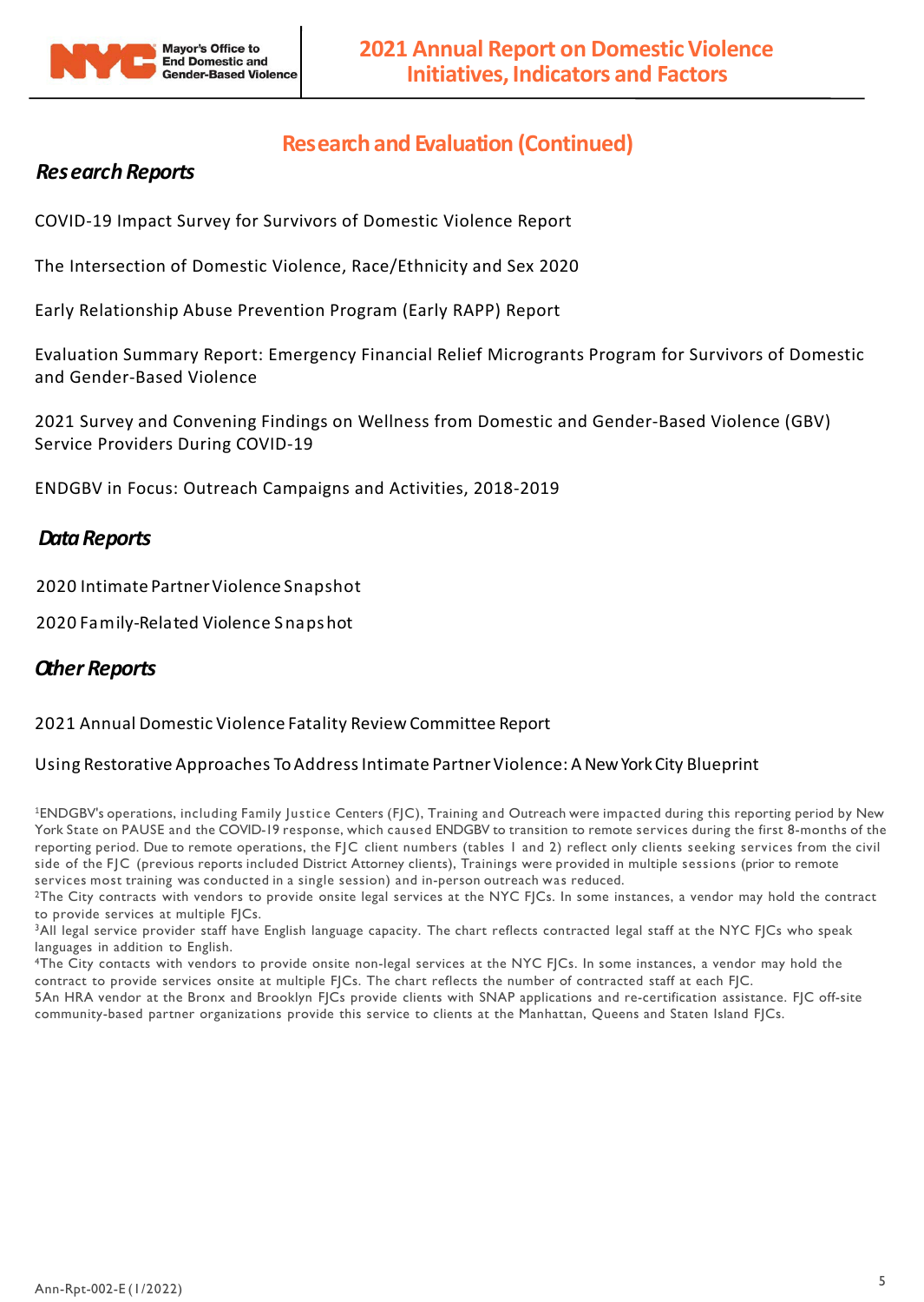## Research and Evaluation (Continued)

### *Research Reports*

COVID-19 Impact Survey for Survivors of Domestic Violence Report

The Intersection of Domestic Violence, Race/Ethnicity and Sex 2020

Early Relationship Abuse Prevention Program (Early RAPP) Report

Evaluation Summary Report: Emergency Financial Relief Microgrants Program for Survivors of Domestic and Gender-Based Violence

2021 Survey and Convening Findings on Wellness from Domestic and Gender-Based Violence (GBV) Service Providers During COVID-19

ENDGBV in Focus: Outreach Campaigns and Activities, 2018-2019

### *Data Reports*

2020 Intimate Partner Violence Snapshot

2020 Family-Related Violence Snapshot

### *Other Reports*

2021 Annual Domestic Violence Fatality Review Committee Report

Using Restorative Approaches To Address Intimate Partner Violence: A New York City Blueprint

[1]ENDGBV's operations, including Family Justice Centers (FJC), Training and Outreach were impacted during this reporting period by New York State on PAUSE and the COVID-19 response, which caused ENDGBV to transition to remote services during the first 8-months of the reporting period. Due to remote operations, the FJC client numbers (tables 1 and 2) reflect only clients seeking services from the civil side of the FJC (previous reports included District Attorney clients), Trainings were provided in multiple sessions (prior to remote services most training was conducted in a single session) and in-person outreach was reduced.

[2]The City contracts with vendors to provide onsite legal services at the NYC FJCs. In some instances, a vendor may hold the contract to provide services at multiple FJCs.

[3]All legal service provider staff have English language capacity. The chart reflects contracted legal staff at the NYC FJCs who speak languages in addition to English.

[4]The City contacts with vendors to provide onsite non-legal services at the NYC FJCs. In some instances, a vendor may hold the contract to provide services onsite at multiple FJCs. The chart reflects the number of contracted staff at each FJC.

5An HRA vendor at the Bronx and Brooklyn FJCs provide clients with SNAP applications and re-certification assistance. FJC off-site community-based partner organizations provide this service to clients at the Manhattan, Queens and Staten Island FJCs.

Ann-Rpt-002-E (1/2022)